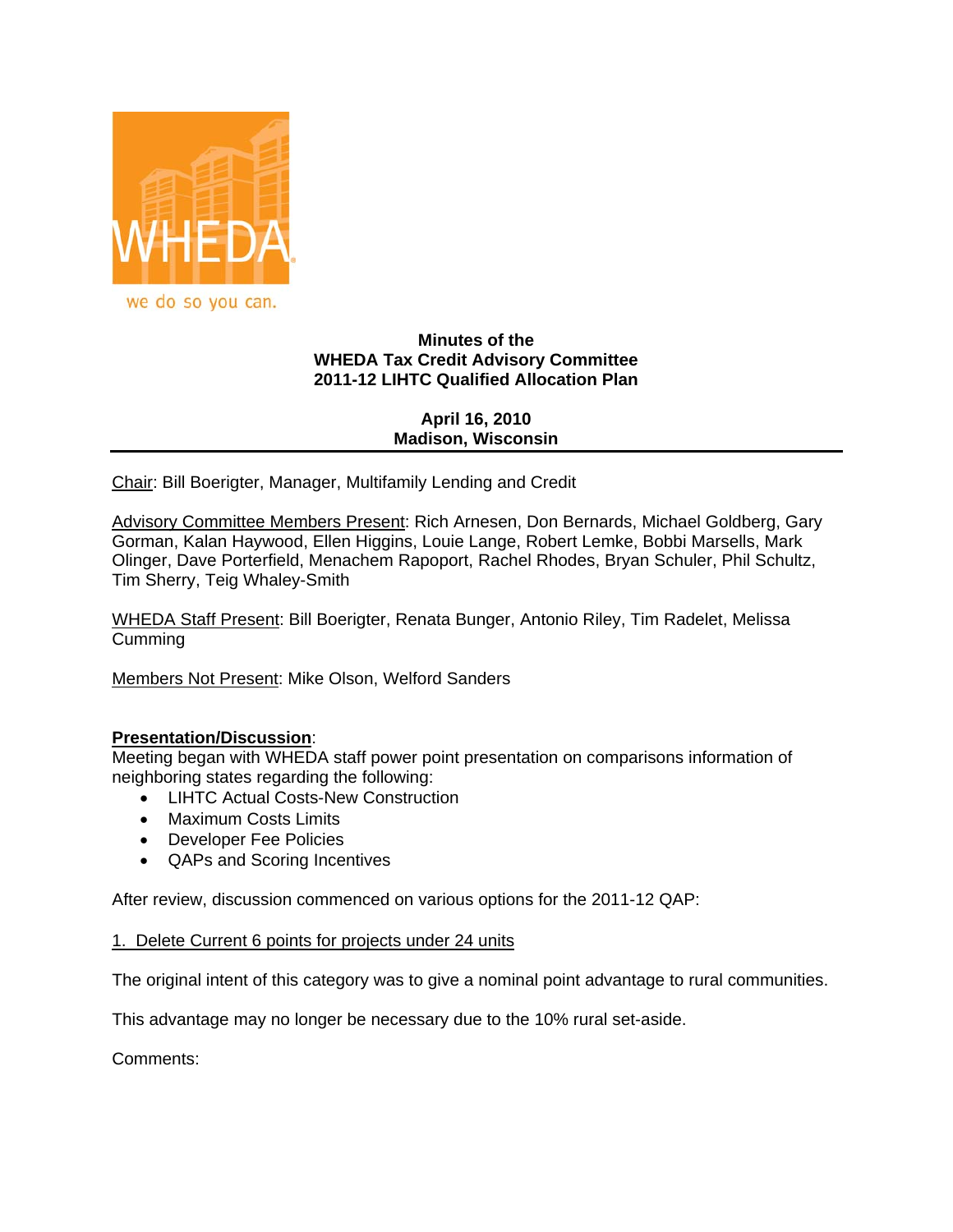WHEDA

we do so you can.

**Minutes of the**
**WHEDA Tax Credit Advisory Committee**
**2011-12 LIHTC Qualified Allocation Plan**

**April 16, 2010**
**Madison, Wisconsin**

---

Chair: Bill Boerigter, Manager, Multifamily Lending and Credit

Advisory Committee Members Present: Rich Arnesen, Don Bernards, Michael Goldberg, Gary Gorman, Kalan Haywood, Ellen Higgins, Louie Lange, Robert Lemke, Bobbi Marsells, Mark Olinger, Dave Porterfield, Menachem Rapoport, Rachel Rhodes, Bryan Schuler, Phil Schultz, Tim Sherry, Teig Whaley-Smith

WHEDA Staff Present: Bill Boerigter, Renata Bunger, Antonio Riley, Tim Radelet, Melissa Cumming

Members Not Present: Mike Olson, Welford Sanders

**Presentation/Discussion**:
Meeting began with WHEDA staff power point presentation on comparisons information of neighboring states regarding the following:

- LIHTC Actual Costs-New Construction
- Maximum Costs Limits
- Developer Fee Policies
- QAPs and Scoring Incentives

After review, discussion commenced on various options for the 2011-12 QAP:

1. Delete Current 6 points for projects under 24 units

The original intent of this category was to give a nominal point advantage to rural communities.

This advantage may no longer be necessary due to the 10% rural set-aside.

Comments: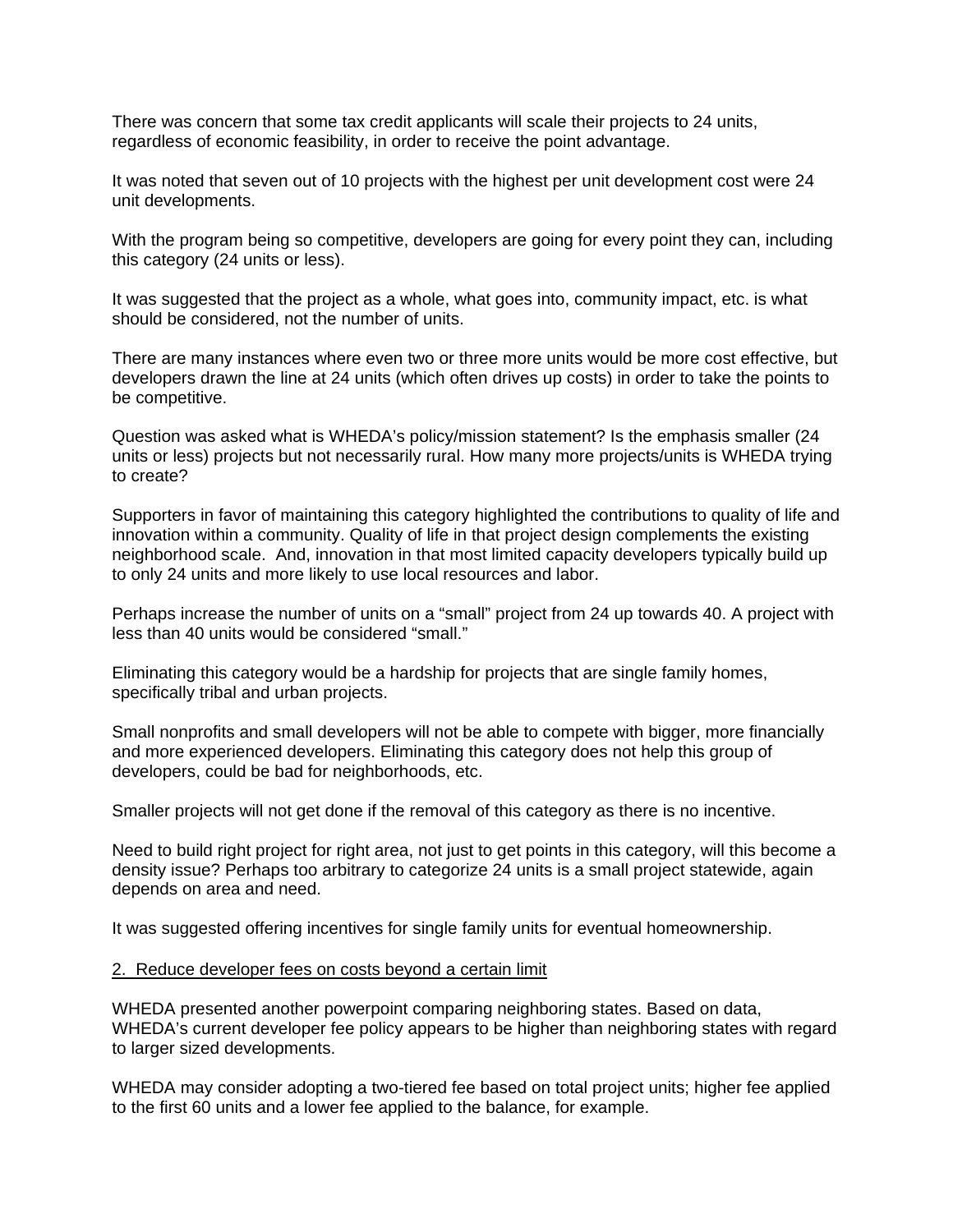There was concern that some tax credit applicants will scale their projects to 24 units, regardless of economic feasibility, in order to receive the point advantage.

It was noted that seven out of 10 projects with the highest per unit development cost were 24 unit developments.

With the program being so competitive, developers are going for every point they can, including this category (24 units or less).

It was suggested that the project as a whole, what goes into, community impact, etc. is what should be considered, not the number of units.

There are many instances where even two or three more units would be more cost effective, but developers drawn the line at 24 units (which often drives up costs) in order to take the points to be competitive.

Question was asked what is WHEDA's policy/mission statement? Is the emphasis smaller (24 units or less) projects but not necessarily rural. How many more projects/units is WHEDA trying to create?

Supporters in favor of maintaining this category highlighted the contributions to quality of life and innovation within a community. Quality of life in that project design complements the existing neighborhood scale. And, innovation in that most limited capacity developers typically build up to only 24 units and more likely to use local resources and labor.

Perhaps increase the number of units on a "small" project from 24 up towards 40. A project with less than 40 units would be considered "small."

Eliminating this category would be a hardship for projects that are single family homes, specifically tribal and urban projects.

Small nonprofits and small developers will not be able to compete with bigger, more financially and more experienced developers. Eliminating this category does not help this group of developers, could be bad for neighborhoods, etc.

Smaller projects will not get done if the removal of this category as there is no incentive.

Need to build right project for right area, not just to get points in this category, will this become a density issue? Perhaps too arbitrary to categorize 24 units is a small project statewide, again depends on area and need.

It was suggested offering incentives for single family units for eventual homeownership.

2. Reduce developer fees on costs beyond a certain limit

WHEDA presented another powerpoint comparing neighboring states. Based on data, WHEDA's current developer fee policy appears to be higher than neighboring states with regard to larger sized developments.

WHEDA may consider adopting a two-tiered fee based on total project units; higher fee applied to the first 60 units and a lower fee applied to the balance, for example.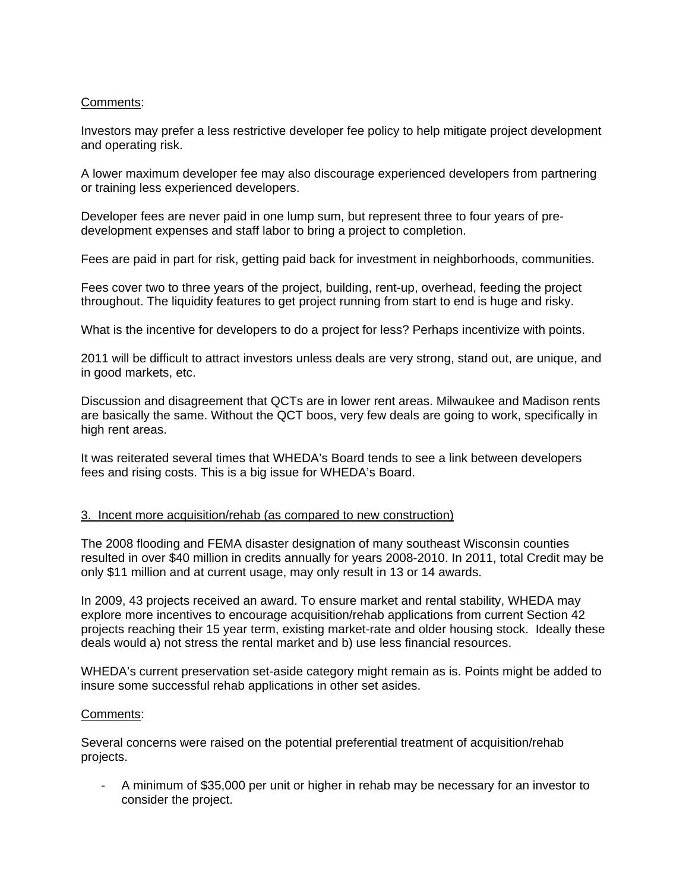Comments:

Investors may prefer a less restrictive developer fee policy to help mitigate project development and operating risk.

A lower maximum developer fee may also discourage experienced developers from partnering or training less experienced developers.

Developer fees are never paid in one lump sum, but represent three to four years of pre-development expenses and staff labor to bring a project to completion.

Fees are paid in part for risk, getting paid back for investment in neighborhoods, communities.

Fees cover two to three years of the project, building, rent-up, overhead, feeding the project throughout. The liquidity features to get project running from start to end is huge and risky.

What is the incentive for developers to do a project for less? Perhaps incentivize with points.

2011 will be difficult to attract investors unless deals are very strong, stand out, are unique, and in good markets, etc.

Discussion and disagreement that QCTs are in lower rent areas. Milwaukee and Madison rents are basically the same. Without the QCT boos, very few deals are going to work, specifically in high rent areas.

It was reiterated several times that WHEDA's Board tends to see a link between developers fees and rising costs. This is a big issue for WHEDA's Board.

3. Incent more acquisition/rehab (as compared to new construction)

The 2008 flooding and FEMA disaster designation of many southeast Wisconsin counties resulted in over $40 million in credits annually for years 2008-2010. In 2011, total Credit may be only $11 million and at current usage, may only result in 13 or 14 awards.

In 2009, 43 projects received an award. To ensure market and rental stability, WHEDA may explore more incentives to encourage acquisition/rehab applications from current Section 42 projects reaching their 15 year term, existing market-rate and older housing stock. Ideally these deals would a) not stress the rental market and b) use less financial resources.

WHEDA's current preservation set-aside category might remain as is. Points might be added to insure some successful rehab applications in other set asides.

Comments:

Several concerns were raised on the potential preferential treatment of acquisition/rehab projects.

- A minimum of $35,000 per unit or higher in rehab may be necessary for an investor to consider the project.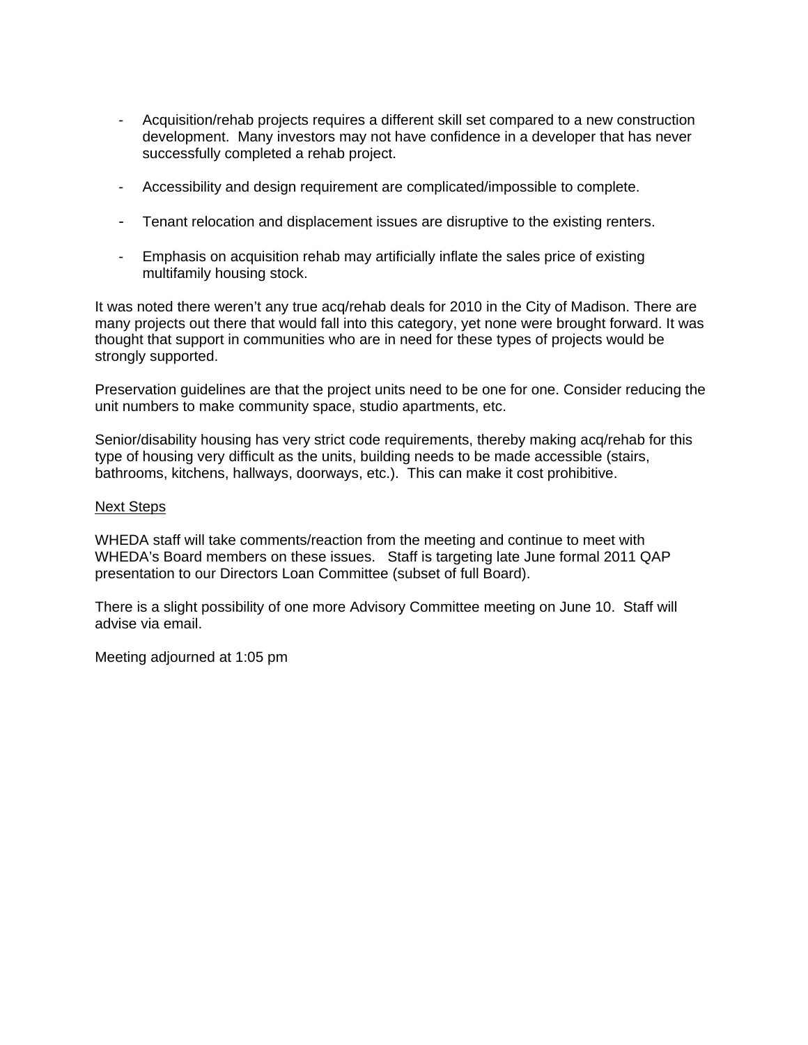- Acquisition/rehab projects requires a different skill set compared to a new construction development. Many investors may not have confidence in a developer that has never successfully completed a rehab project.

- Accessibility and design requirement are complicated/impossible to complete.

- Tenant relocation and displacement issues are disruptive to the existing renters.

- Emphasis on acquisition rehab may artificially inflate the sales price of existing multifamily housing stock.

It was noted there weren't any true acq/rehab deals for 2010 in the City of Madison. There are many projects out there that would fall into this category, yet none were brought forward. It was thought that support in communities who are in need for these types of projects would be strongly supported.

Preservation guidelines are that the project units need to be one for one. Consider reducing the unit numbers to make community space, studio apartments, etc.

Senior/disability housing has very strict code requirements, thereby making acq/rehab for this type of housing very difficult as the units, building needs to be made accessible (stairs, bathrooms, kitchens, hallways, doorways, etc.). This can make it cost prohibitive.

<u>Next Steps</u>

WHEDA staff will take comments/reaction from the meeting and continue to meet with WHEDA's Board members on these issues. Staff is targeting late June formal 2011 QAP presentation to our Directors Loan Committee (subset of full Board).

There is a slight possibility of one more Advisory Committee meeting on June 10. Staff will advise via email.

Meeting adjourned at 1:05 pm